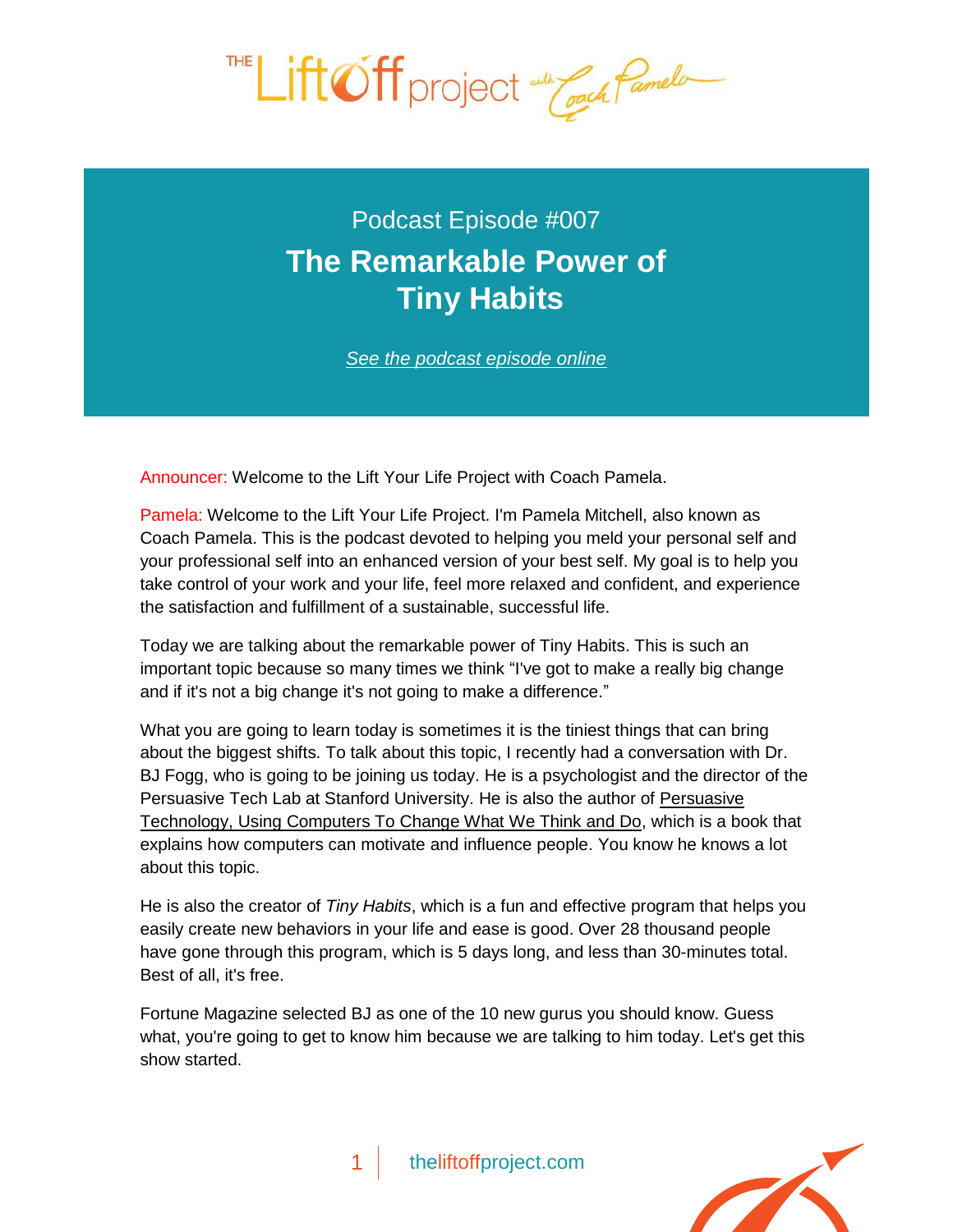Podcast Episode #007

# The Remarkable Power of Tiny Habits

[See the podcast episode online]

Announcer: Welcome to the Lift Your Life Project with Coach Pamela.

Pamela: Welcome to the Lift Your Life Project. I'm Pamela Mitchell, also known as Coach Pamela. This is the podcast devoted to helping you meld your personal self and your professional self into an enhanced version of your best self. My goal is to help you take control of your work and your life, feel more relaxed and confident, and experience the satisfaction and fulfillment of a sustainable, successful life.

Today we are talking about the remarkable power of Tiny Habits. This is such an important topic because so many times we think "I've got to make a really big change and if it's not a big change it's not going to make a difference."

What you are going to learn today is sometimes it is the tiniest things that can bring about the biggest shifts. To talk about this topic, I recently had a conversation with Dr. BJ Fogg, who is going to be joining us today. He is a psychologist and the director of the Persuasive Tech Lab at Stanford University. He is also the author of Persuasive Technology, Using Computers To Change What We Think and Do, which is a book that explains how computers can motivate and influence people. You know he knows a lot about this topic.

He is also the creator of *Tiny Habits*, which is a fun and effective program that helps you easily create new behaviors in your life and ease is good. Over 28 thousand people have gone through this program, which is 5 days long, and less than 30-minutes total. Best of all, it's free.

Fortune Magazine selected BJ as one of the 10 new gurus you should know. Guess what, you're going to get to know him because we are talking to him today. Let's get this show started.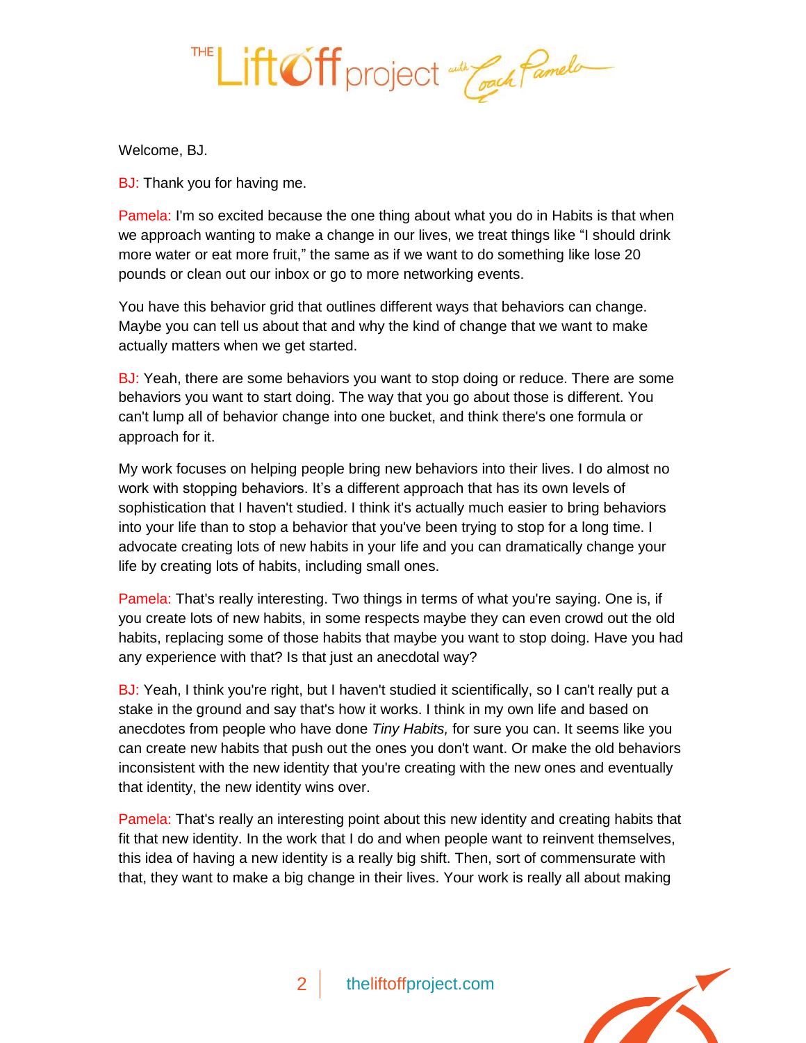Welcome, BJ.

BJ: Thank you for having me.

Pamela: I'm so excited because the one thing about what you do in Habits is that when we approach wanting to make a change in our lives, we treat things like "I should drink more water or eat more fruit," the same as if we want to do something like lose 20 pounds or clean out our inbox or go to more networking events.

You have this behavior grid that outlines different ways that behaviors can change. Maybe you can tell us about that and why the kind of change that we want to make actually matters when we get started.

BJ: Yeah, there are some behaviors you want to stop doing or reduce. There are some behaviors you want to start doing. The way that you go about those is different. You can't lump all of behavior change into one bucket, and think there's one formula or approach for it.

My work focuses on helping people bring new behaviors into their lives. I do almost no work with stopping behaviors. It's a different approach that has its own levels of sophistication that I haven't studied. I think it's actually much easier to bring behaviors into your life than to stop a behavior that you've been trying to stop for a long time. I advocate creating lots of new habits in your life and you can dramatically change your life by creating lots of habits, including small ones.

Pamela: That's really interesting. Two things in terms of what you're saying. One is, if you create lots of new habits, in some respects maybe they can even crowd out the old habits, replacing some of those habits that maybe you want to stop doing. Have you had any experience with that? Is that just an anecdotal way?

BJ: Yeah, I think you're right, but I haven't studied it scientifically, so I can't really put a stake in the ground and say that's how it works. I think in my own life and based on anecdotes from people who have done *Tiny Habits,* for sure you can. It seems like you can create new habits that push out the ones you don't want. Or make the old behaviors inconsistent with the new identity that you're creating with the new ones and eventually that identity, the new identity wins over.

Pamela: That's really an interesting point about this new identity and creating habits that fit that new identity. In the work that I do and when people want to reinvent themselves, this idea of having a new identity is a really big shift. Then, sort of commensurate with that, they want to make a big change in their lives. Your work is really all about making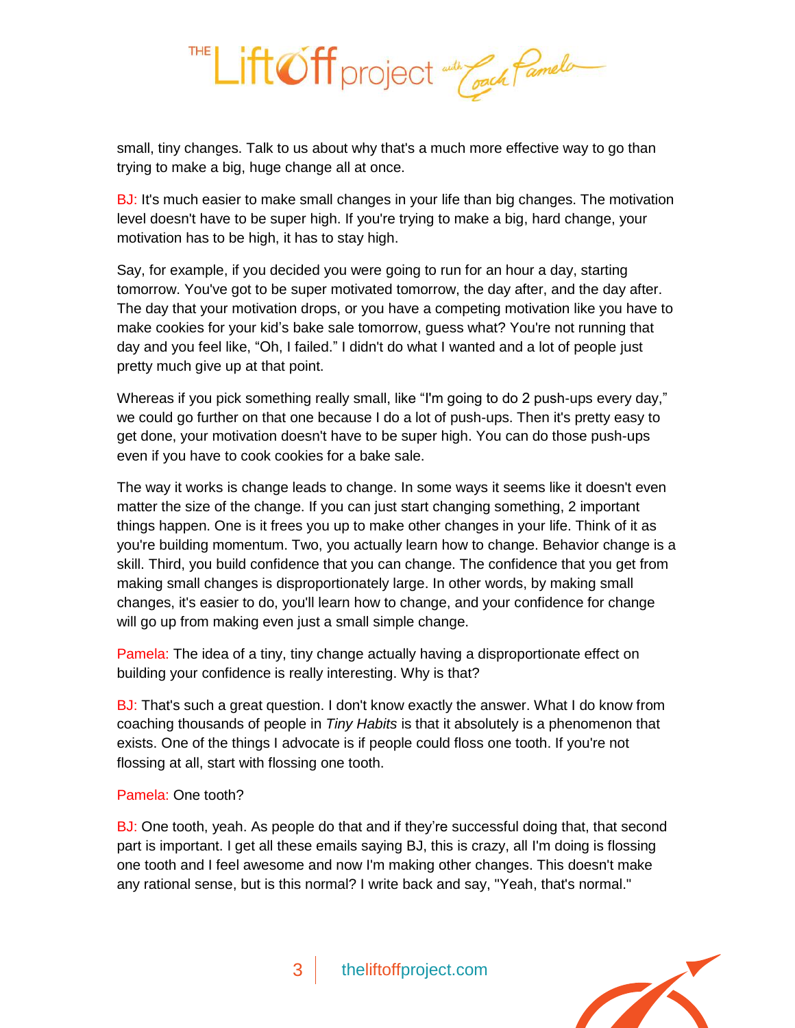small, tiny changes. Talk to us about why that's a much more effective way to go than trying to make a big, huge change all at once.

BJ: It's much easier to make small changes in your life than big changes. The motivation level doesn't have to be super high. If you're trying to make a big, hard change, your motivation has to be high, it has to stay high.

Say, for example, if you decided you were going to run for an hour a day, starting tomorrow. You've got to be super motivated tomorrow, the day after, and the day after. The day that your motivation drops, or you have a competing motivation like you have to make cookies for your kid's bake sale tomorrow, guess what? You're not running that day and you feel like, "Oh, I failed." I didn't do what I wanted and a lot of people just pretty much give up at that point.

Whereas if you pick something really small, like "I'm going to do 2 push-ups every day," we could go further on that one because I do a lot of push-ups. Then it's pretty easy to get done, your motivation doesn't have to be super high. You can do those push-ups even if you have to cook cookies for a bake sale.

The way it works is change leads to change. In some ways it seems like it doesn't even matter the size of the change. If you can just start changing something, 2 important things happen. One is it frees you up to make other changes in your life. Think of it as you're building momentum. Two, you actually learn how to change. Behavior change is a skill. Third, you build confidence that you can change. The confidence that you get from making small changes is disproportionately large. In other words, by making small changes, it's easier to do, you'll learn how to change, and your confidence for change will go up from making even just a small simple change.

Pamela: The idea of a tiny, tiny change actually having a disproportionate effect on building your confidence is really interesting. Why is that?

BJ: That's such a great question. I don't know exactly the answer. What I do know from coaching thousands of people in *Tiny Habits* is that it absolutely is a phenomenon that exists. One of the things I advocate is if people could floss one tooth. If you're not flossing at all, start with flossing one tooth.

Pamela: One tooth?

BJ: One tooth, yeah. As people do that and if they're successful doing that, that second part is important. I get all these emails saying BJ, this is crazy, all I'm doing is flossing one tooth and I feel awesome and now I'm making other changes. This doesn't make any rational sense, but is this normal? I write back and say, "Yeah, that's normal."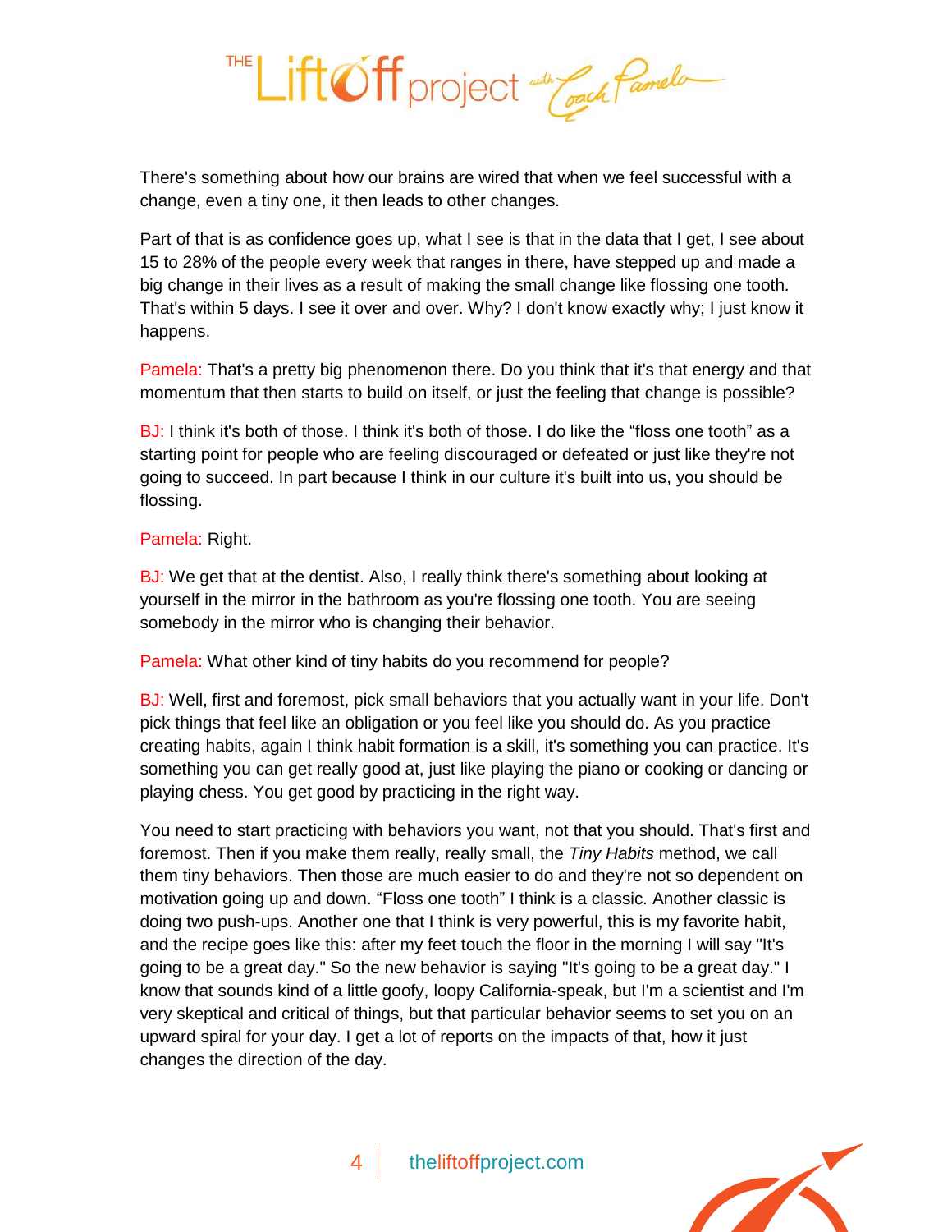There's something about how our brains are wired that when we feel successful with a change, even a tiny one, it then leads to other changes.

Part of that is as confidence goes up, what I see is that in the data that I get, I see about 15 to 28% of the people every week that ranges in there, have stepped up and made a big change in their lives as a result of making the small change like flossing one tooth. That's within 5 days. I see it over and over. Why? I don't know exactly why; I just know it happens.

Pamela: That's a pretty big phenomenon there. Do you think that it's that energy and that momentum that then starts to build on itself, or just the feeling that change is possible?

BJ: I think it's both of those. I think it's both of those. I do like the "floss one tooth" as a starting point for people who are feeling discouraged or defeated or just like they're not going to succeed. In part because I think in our culture it's built into us, you should be flossing.

Pamela: Right.

BJ: We get that at the dentist. Also, I really think there's something about looking at yourself in the mirror in the bathroom as you're flossing one tooth. You are seeing somebody in the mirror who is changing their behavior.

Pamela: What other kind of tiny habits do you recommend for people?

BJ: Well, first and foremost, pick small behaviors that you actually want in your life. Don't pick things that feel like an obligation or you feel like you should do. As you practice creating habits, again I think habit formation is a skill, it's something you can practice. It's something you can get really good at, just like playing the piano or cooking or dancing or playing chess. You get good by practicing in the right way.

You need to start practicing with behaviors you want, not that you should. That's first and foremost. Then if you make them really, really small, the *Tiny Habits* method, we call them tiny behaviors. Then those are much easier to do and they're not so dependent on motivation going up and down. "Floss one tooth" I think is a classic. Another classic is doing two push-ups. Another one that I think is very powerful, this is my favorite habit, and the recipe goes like this: after my feet touch the floor in the morning I will say "It's going to be a great day." So the new behavior is saying "It's going to be a great day." I know that sounds kind of a little goofy, loopy California-speak, but I'm a scientist and I'm very skeptical and critical of things, but that particular behavior seems to set you on an upward spiral for your day. I get a lot of reports on the impacts of that, how it just changes the direction of the day.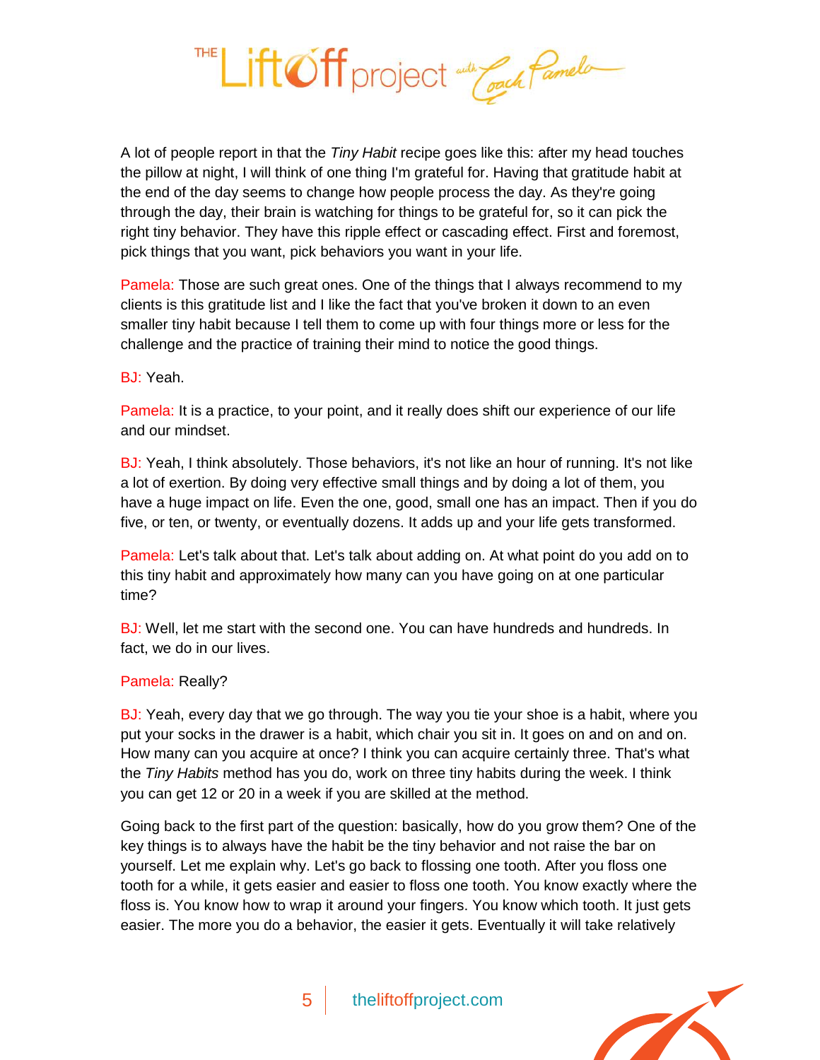A lot of people report in that the *Tiny Habit* recipe goes like this: after my head touches the pillow at night, I will think of one thing I'm grateful for. Having that gratitude habit at the end of the day seems to change how people process the day. As they're going through the day, their brain is watching for things to be grateful for, so it can pick the right tiny behavior. They have this ripple effect or cascading effect. First and foremost, pick things that you want, pick behaviors you want in your life.

Pamela: Those are such great ones. One of the things that I always recommend to my clients is this gratitude list and I like the fact that you've broken it down to an even smaller tiny habit because I tell them to come up with four things more or less for the challenge and the practice of training their mind to notice the good things.

BJ: Yeah.

Pamela: It is a practice, to your point, and it really does shift our experience of our life and our mindset.

BJ: Yeah, I think absolutely. Those behaviors, it's not like an hour of running. It's not like a lot of exertion. By doing very effective small things and by doing a lot of them, you have a huge impact on life. Even the one, good, small one has an impact. Then if you do five, or ten, or twenty, or eventually dozens. It adds up and your life gets transformed.

Pamela: Let's talk about that. Let's talk about adding on. At what point do you add on to this tiny habit and approximately how many can you have going on at one particular time?

BJ: Well, let me start with the second one. You can have hundreds and hundreds. In fact, we do in our lives.

Pamela: Really?

BJ: Yeah, every day that we go through. The way you tie your shoe is a habit, where you put your socks in the drawer is a habit, which chair you sit in. It goes on and on and on. How many can you acquire at once? I think you can acquire certainly three. That's what the *Tiny Habits* method has you do, work on three tiny habits during the week. I think you can get 12 or 20 in a week if you are skilled at the method.

Going back to the first part of the question: basically, how do you grow them? One of the key things is to always have the habit be the tiny behavior and not raise the bar on yourself. Let me explain why. Let's go back to flossing one tooth. After you floss one tooth for a while, it gets easier and easier to floss one tooth. You know exactly where the floss is. You know how to wrap it around your fingers. You know which tooth. It just gets easier. The more you do a behavior, the easier it gets. Eventually it will take relatively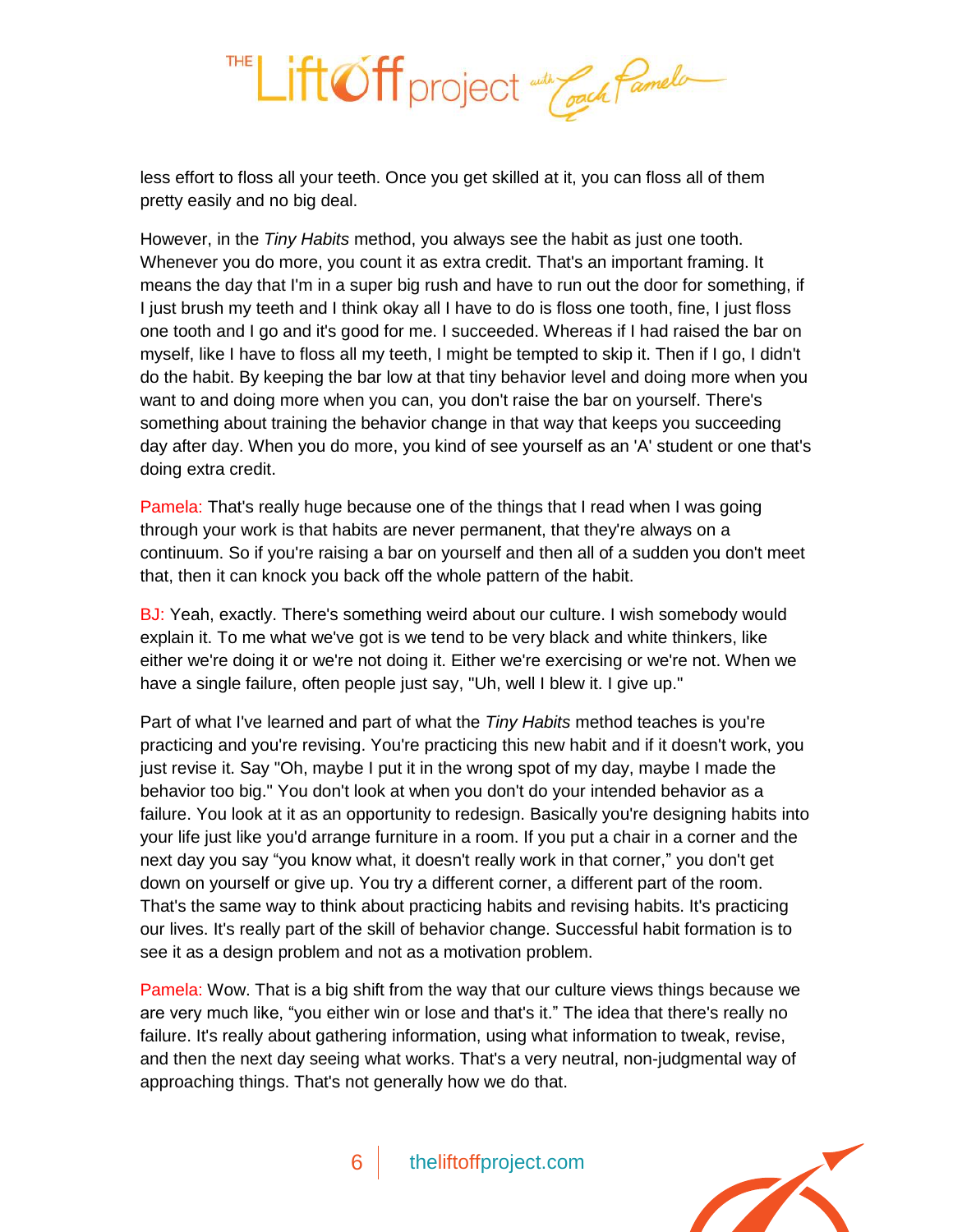less effort to floss all your teeth. Once you get skilled at it, you can floss all of them pretty easily and no big deal.

However, in the *Tiny Habits* method, you always see the habit as just one tooth. Whenever you do more, you count it as extra credit. That's an important framing. It means the day that I'm in a super big rush and have to run out the door for something, if I just brush my teeth and I think okay all I have to do is floss one tooth, fine, I just floss one tooth and I go and it's good for me. I succeeded. Whereas if I had raised the bar on myself, like I have to floss all my teeth, I might be tempted to skip it. Then if I go, I didn't do the habit. By keeping the bar low at that tiny behavior level and doing more when you want to and doing more when you can, you don't raise the bar on yourself. There's something about training the behavior change in that way that keeps you succeeding day after day. When you do more, you kind of see yourself as an 'A' student or one that's doing extra credit.

Pamela: That's really huge because one of the things that I read when I was going through your work is that habits are never permanent, that they're always on a continuum. So if you're raising a bar on yourself and then all of a sudden you don't meet that, then it can knock you back off the whole pattern of the habit.

BJ: Yeah, exactly. There's something weird about our culture. I wish somebody would explain it. To me what we've got is we tend to be very black and white thinkers, like either we're doing it or we're not doing it. Either we're exercising or we're not. When we have a single failure, often people just say, "Uh, well I blew it. I give up."

Part of what I've learned and part of what the *Tiny Habits* method teaches is you're practicing and you're revising. You're practicing this new habit and if it doesn't work, you just revise it. Say "Oh, maybe I put it in the wrong spot of my day, maybe I made the behavior too big." You don't look at when you don't do your intended behavior as a failure. You look at it as an opportunity to redesign. Basically you're designing habits into your life just like you'd arrange furniture in a room. If you put a chair in a corner and the next day you say "you know what, it doesn't really work in that corner," you don't get down on yourself or give up. You try a different corner, a different part of the room. That's the same way to think about practicing habits and revising habits. It's practicing our lives. It's really part of the skill of behavior change. Successful habit formation is to see it as a design problem and not as a motivation problem.

Pamela: Wow. That is a big shift from the way that our culture views things because we are very much like, "you either win or lose and that's it." The idea that there's really no failure. It's really about gathering information, using what information to tweak, revise, and then the next day seeing what works. That's a very neutral, non-judgmental way of approaching things. That's not generally how we do that.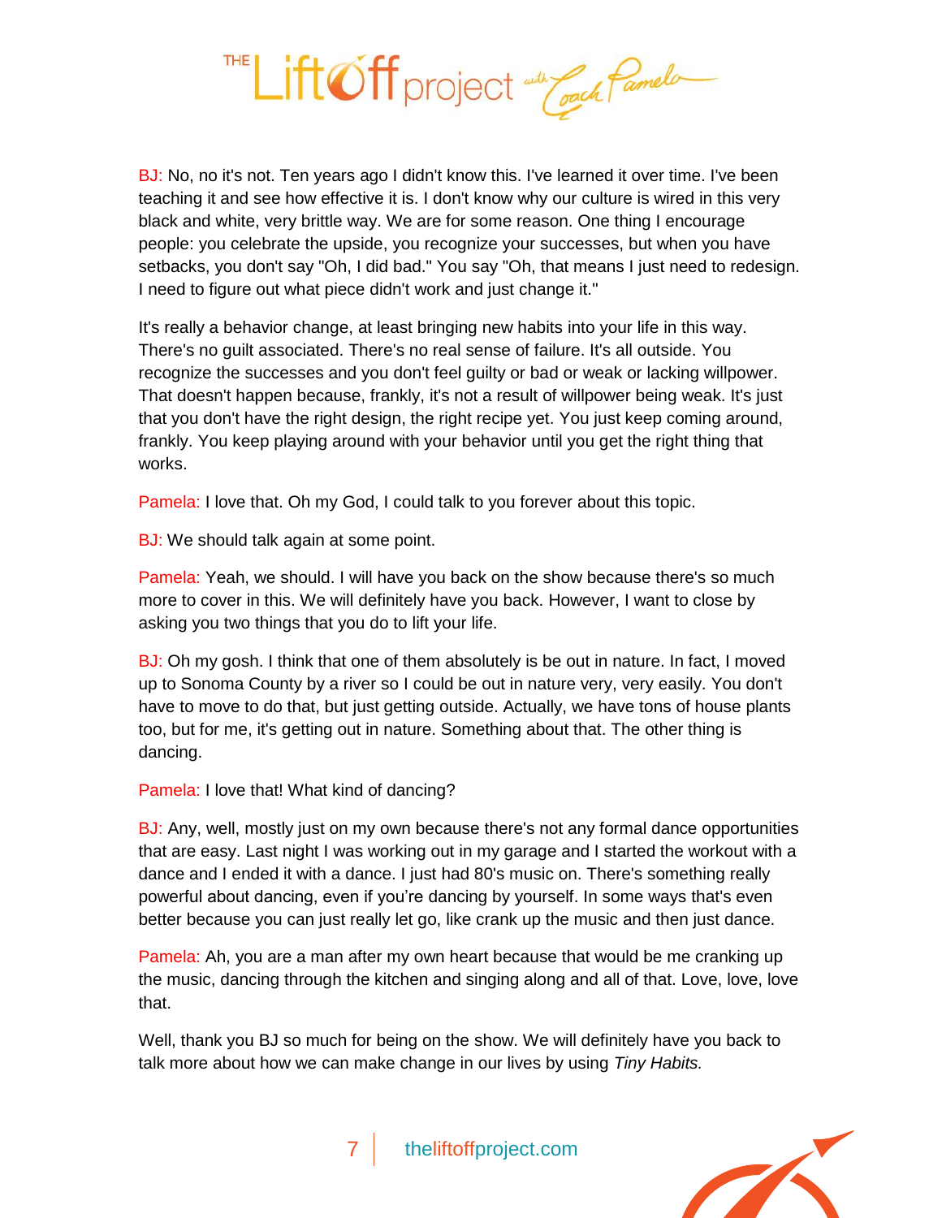BJ: No, no it's not. Ten years ago I didn't know this. I've learned it over time. I've been teaching it and see how effective it is. I don't know why our culture is wired in this very black and white, very brittle way. We are for some reason. One thing I encourage people: you celebrate the upside, you recognize your successes, but when you have setbacks, you don't say "Oh, I did bad." You say "Oh, that means I just need to redesign. I need to figure out what piece didn't work and just change it."

It's really a behavior change, at least bringing new habits into your life in this way. There's no guilt associated. There's no real sense of failure. It's all outside. You recognize the successes and you don't feel guilty or bad or weak or lacking willpower. That doesn't happen because, frankly, it's not a result of willpower being weak. It's just that you don't have the right design, the right recipe yet. You just keep coming around, frankly. You keep playing around with your behavior until you get the right thing that works.

Pamela: I love that. Oh my God, I could talk to you forever about this topic.

BJ: We should talk again at some point.

Pamela: Yeah, we should. I will have you back on the show because there's so much more to cover in this. We will definitely have you back. However, I want to close by asking you two things that you do to lift your life.

BJ: Oh my gosh. I think that one of them absolutely is be out in nature. In fact, I moved up to Sonoma County by a river so I could be out in nature very, very easily. You don't have to move to do that, but just getting outside. Actually, we have tons of house plants too, but for me, it's getting out in nature. Something about that. The other thing is dancing.

Pamela: I love that! What kind of dancing?

BJ: Any, well, mostly just on my own because there's not any formal dance opportunities that are easy. Last night I was working out in my garage and I started the workout with a dance and I ended it with a dance. I just had 80's music on. There's something really powerful about dancing, even if you're dancing by yourself. In some ways that's even better because you can just really let go, like crank up the music and then just dance.

Pamela: Ah, you are a man after my own heart because that would be me cranking up the music, dancing through the kitchen and singing along and all of that. Love, love, love that.

Well, thank you BJ so much for being on the show. We will definitely have you back to talk more about how we can make change in our lives by using *Tiny Habits.*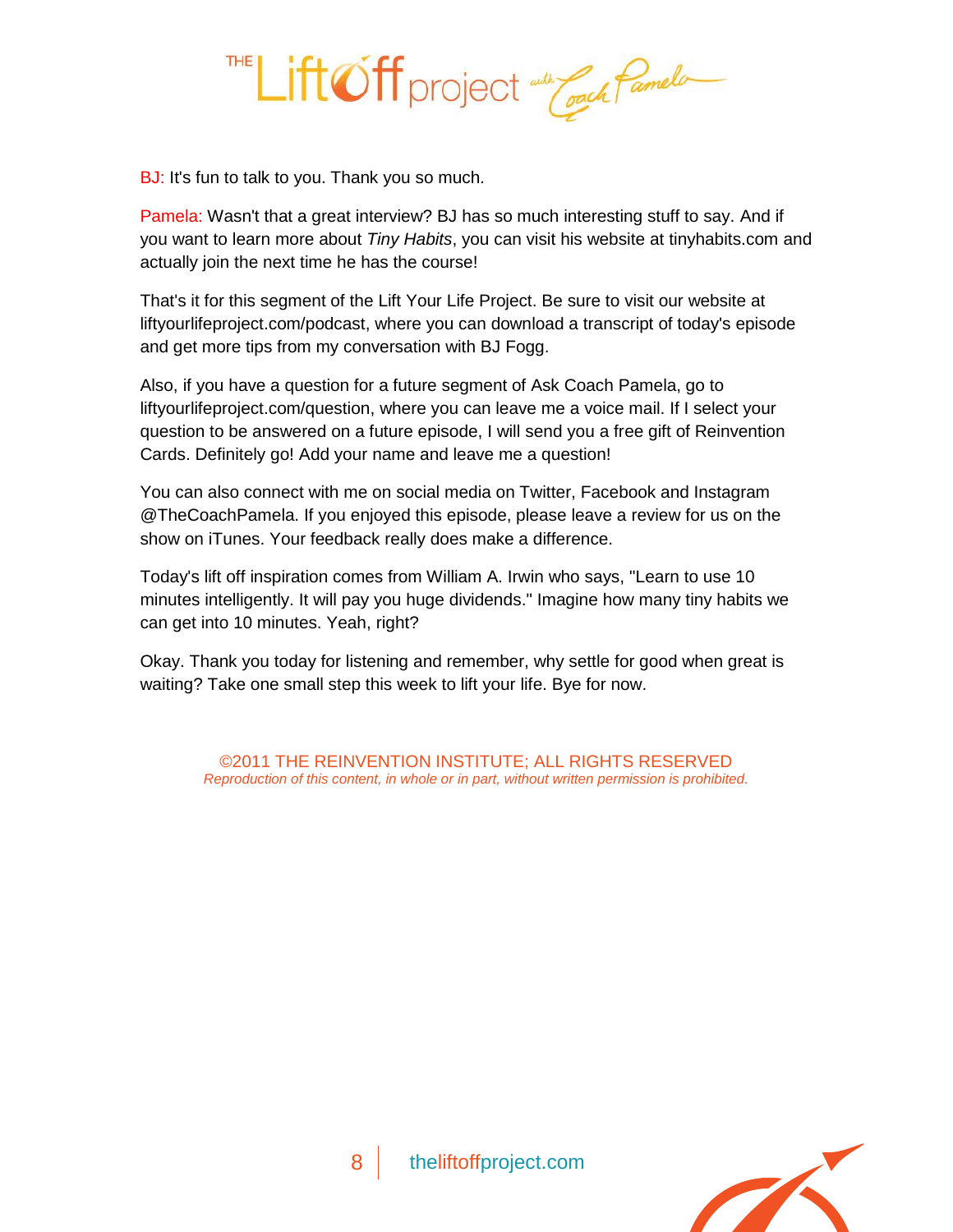BJ: It's fun to talk to you. Thank you so much.

Pamela: Wasn't that a great interview? BJ has so much interesting stuff to say. And if you want to learn more about *Tiny Habits*, you can visit his website at tinyhabits.com and actually join the next time he has the course!

That's it for this segment of the Lift Your Life Project. Be sure to visit our website at liftyourlifeproject.com/podcast, where you can download a transcript of today's episode and get more tips from my conversation with BJ Fogg.

Also, if you have a question for a future segment of Ask Coach Pamela, go to liftyourlifeproject.com/question, where you can leave me a voice mail. If I select your question to be answered on a future episode, I will send you a free gift of Reinvention Cards. Definitely go! Add your name and leave me a question!

You can also connect with me on social media on Twitter, Facebook and Instagram @TheCoachPamela. If you enjoyed this episode, please leave a review for us on the show on iTunes. Your feedback really does make a difference.

Today's lift off inspiration comes from William A. Irwin who says, "Learn to use 10 minutes intelligently. It will pay you huge dividends." Imagine how many tiny habits we can get into 10 minutes. Yeah, right?

Okay. Thank you today for listening and remember, why settle for good when great is waiting? Take one small step this week to lift your life. Bye for now.

©2011 THE REINVENTION INSTITUTE; ALL RIGHTS RESERVED

*Reproduction of this content, in whole or in part, without written permission is prohibited.*